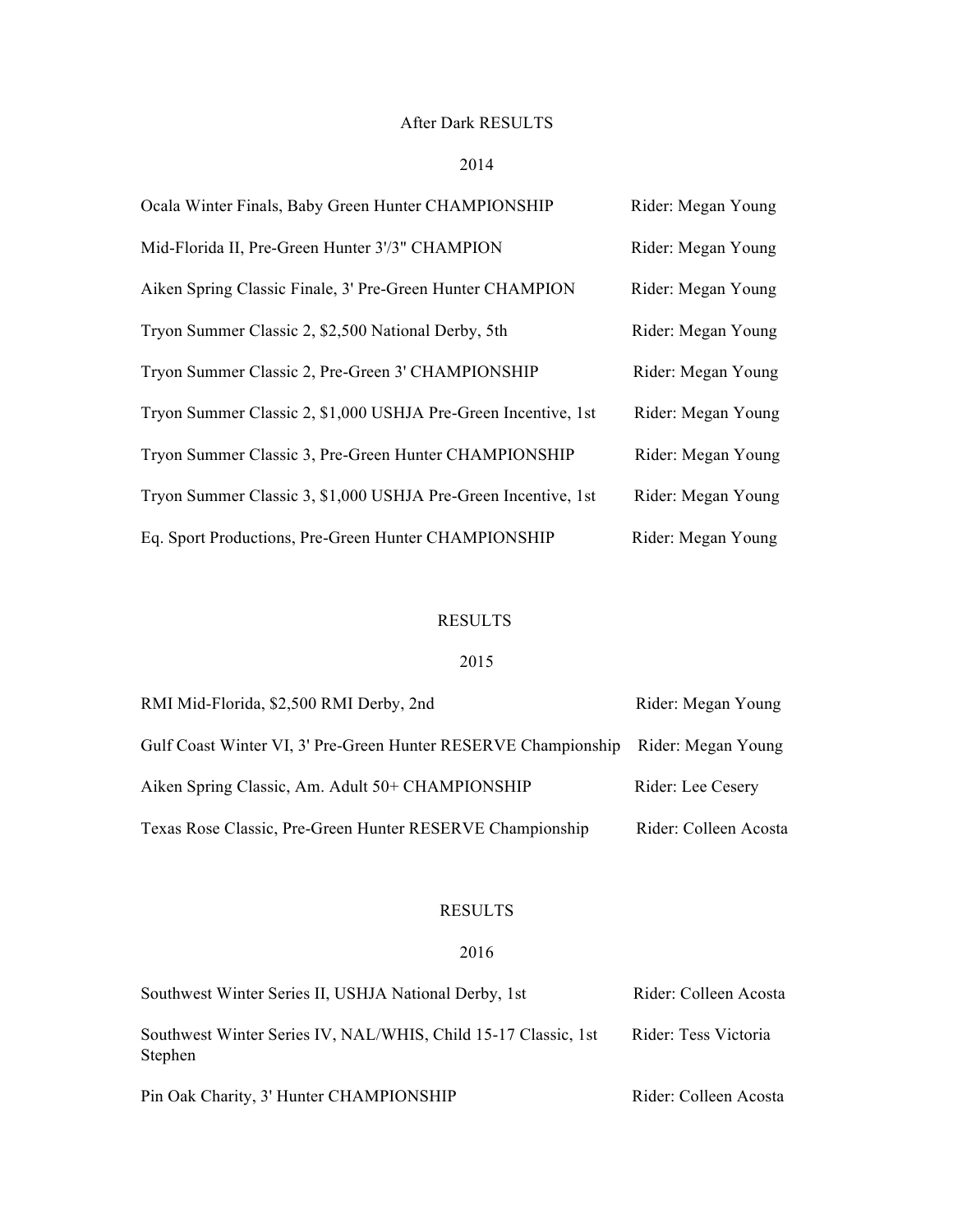# After Dark RESULTS

## 2014

| Event | Rider |
|---|---|
| Ocala Winter Finals, Baby Green Hunter CHAMPIONSHIP | Rider: Megan Young |
| Mid-Florida II, Pre-Green Hunter 3'/3" CHAMPION | Rider: Megan Young |
| Aiken Spring Classic Finale, 3' Pre-Green Hunter CHAMPION | Rider: Megan Young |
| Tryon Summer Classic 2, $2,500 National Derby, 5th | Rider: Megan Young |
| Tryon Summer Classic 2, Pre-Green 3' CHAMPIONSHIP | Rider: Megan Young |
| Tryon Summer Classic 2, $1,000 USHJA Pre-Green Incentive, 1st | Rider: Megan Young |
| Tryon Summer Classic 3, Pre-Green Hunter CHAMPIONSHIP | Rider: Megan Young |
| Tryon Summer Classic 3, $1,000 USHJA Pre-Green Incentive, 1st | Rider: Megan Young |
| Eq. Sport Productions, Pre-Green Hunter CHAMPIONSHIP | Rider: Megan Young |

# RESULTS

## 2015

| Event | Rider |
|---|---|
| RMI Mid-Florida, $2,500 RMI Derby, 2nd | Rider: Megan Young |
| Gulf Coast Winter VI, 3' Pre-Green Hunter RESERVE Championship | Rider: Megan Young |
| Aiken Spring Classic, Am. Adult 50+ CHAMPIONSHIP | Rider: Lee Cesery |
| Texas Rose Classic, Pre-Green Hunter RESERVE Championship | Rider: Colleen Acosta |

# RESULTS

## 2016

| Event | Rider |
|---|---|
| Southwest Winter Series II, USHJA National Derby, 1st | Rider: Colleen Acosta |
| Southwest Winter Series IV, NAL/WHIS, Child 15-17 Classic, 1st | Rider: Tess Victoria Stephen |
| Pin Oak Charity, 3' Hunter CHAMPIONSHIP | Rider: Colleen Acosta |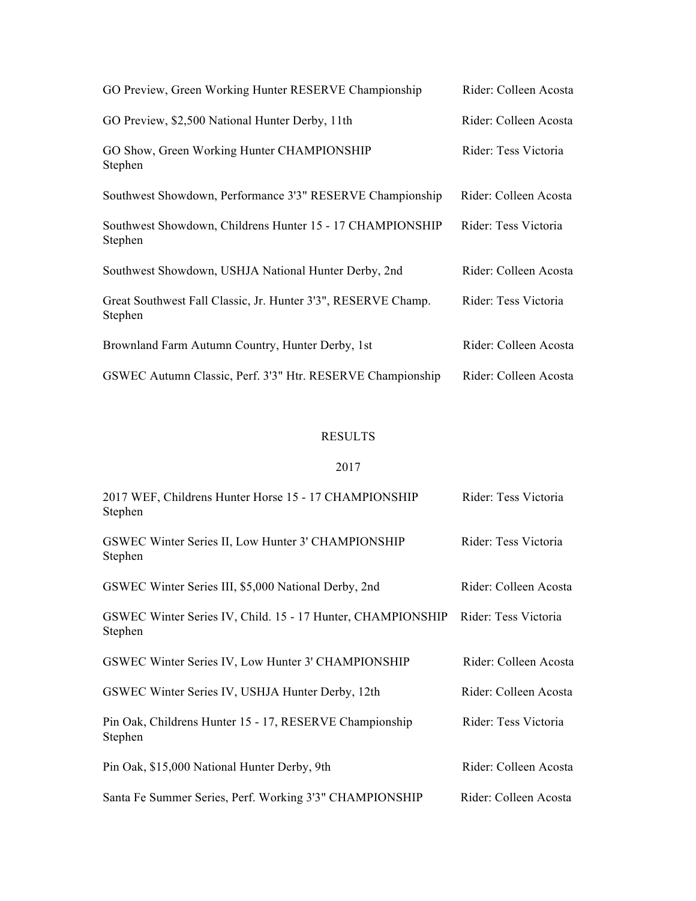GO Preview, Green Working Hunter RESERVE Championship — Rider: Colleen Acosta

GO Preview, $2,500 National Hunter Derby, 11th — Rider: Colleen Acosta

GO Show, Green Working Hunter CHAMPIONSHIP — Rider: Tess Victoria Stephen

Southwest Showdown, Performance 3'3" RESERVE Championship — Rider: Colleen Acosta

Southwest Showdown, Childrens Hunter 15 - 17 CHAMPIONSHIP — Rider: Tess Victoria Stephen

Southwest Showdown, USHJA National Hunter Derby, 2nd — Rider: Colleen Acosta

Great Southwest Fall Classic, Jr. Hunter 3'3", RESERVE Champ. — Rider: Tess Victoria Stephen

Brownland Farm Autumn Country, Hunter Derby, 1st — Rider: Colleen Acosta

GSWEC Autumn Classic, Perf. 3'3" Htr. RESERVE Championship — Rider: Colleen Acosta

## RESULTS

### 2017

2017 WEF, Childrens Hunter Horse 15 - 17 CHAMPIONSHIP — Rider: Tess Victoria Stephen

GSWEC Winter Series II, Low Hunter 3' CHAMPIONSHIP — Rider: Tess Victoria Stephen

GSWEC Winter Series III, $5,000 National Derby, 2nd — Rider: Colleen Acosta

GSWEC Winter Series IV, Child. 15 - 17 Hunter, CHAMPIONSHIP — Rider: Tess Victoria Stephen

GSWEC Winter Series IV, Low Hunter 3' CHAMPIONSHIP — Rider: Colleen Acosta

GSWEC Winter Series IV, USHJA Hunter Derby, 12th — Rider: Colleen Acosta

Pin Oak, Childrens Hunter 15 - 17, RESERVE Championship — Rider: Tess Victoria Stephen

Pin Oak, $15,000 National Hunter Derby, 9th — Rider: Colleen Acosta

Santa Fe Summer Series, Perf. Working 3'3" CHAMPIONSHIP — Rider: Colleen Acosta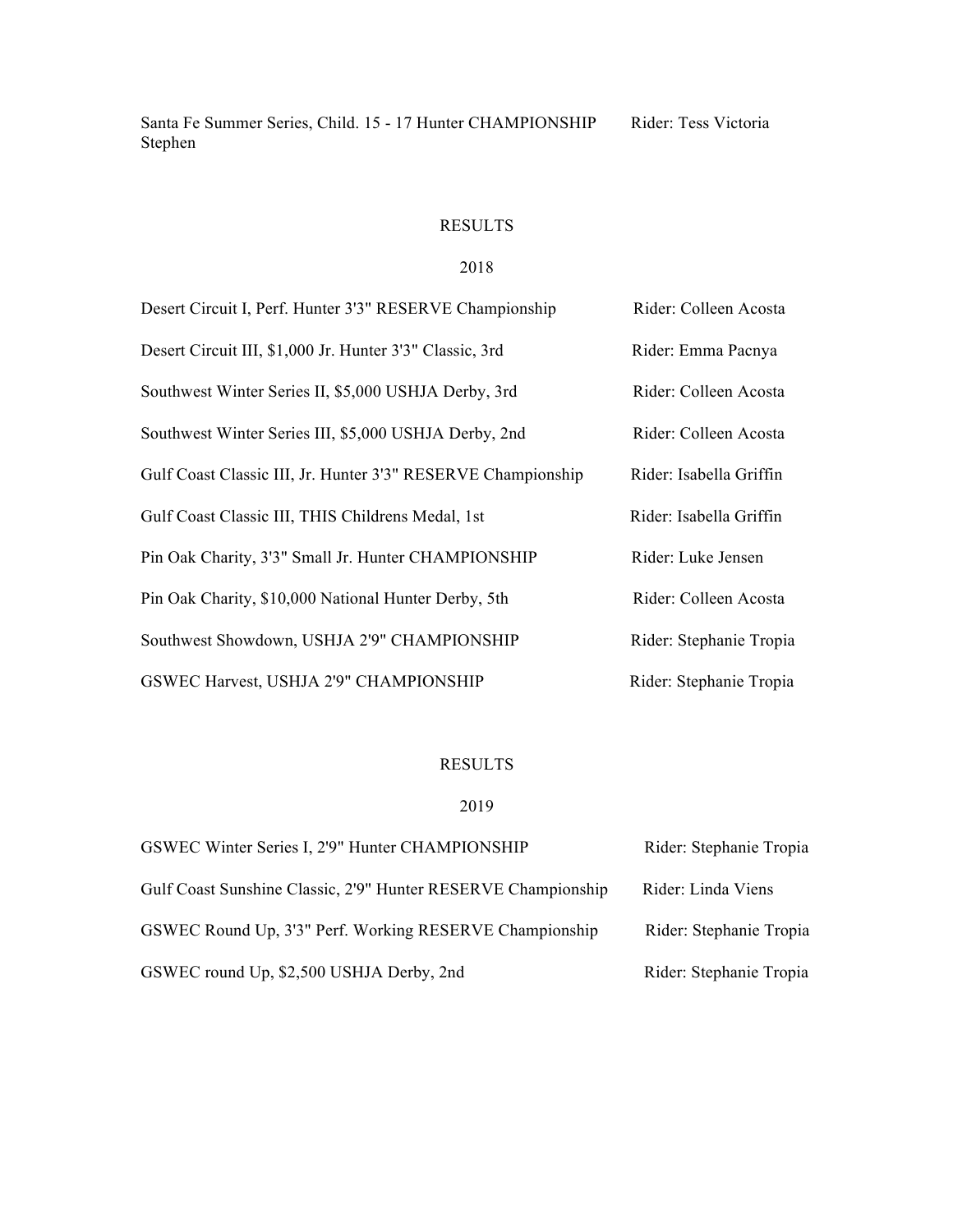Santa Fe Summer Series, Child. 15 - 17 Hunter CHAMPIONSHIP Rider: Tess Victoria Stephen

RESULTS

2018

| | |
|---|---|
| Desert Circuit I, Perf. Hunter 3'3" RESERVE Championship | Rider: Colleen Acosta |
| Desert Circuit III, $1,000 Jr. Hunter 3'3" Classic, 3rd | Rider: Emma Pacnya |
| Southwest Winter Series II, $5,000 USHJA Derby, 3rd | Rider: Colleen Acosta |
| Southwest Winter Series III, $5,000 USHJA Derby, 2nd | Rider: Colleen Acosta |
| Gulf Coast Classic III, Jr. Hunter 3'3" RESERVE Championship | Rider: Isabella Griffin |
| Gulf Coast Classic III, THIS Childrens Medal, 1st | Rider: Isabella Griffin |
| Pin Oak Charity, 3'3" Small Jr. Hunter CHAMPIONSHIP | Rider: Luke Jensen |
| Pin Oak Charity, $10,000 National Hunter Derby, 5th | Rider: Colleen Acosta |
| Southwest Showdown, USHJA 2'9" CHAMPIONSHIP | Rider: Stephanie Tropia |
| GSWEC Harvest, USHJA 2'9" CHAMPIONSHIP | Rider: Stephanie Tropia |

RESULTS

2019

| | |
|---|---|
| GSWEC Winter Series I, 2'9" Hunter CHAMPIONSHIP | Rider: Stephanie Tropia |
| Gulf Coast Sunshine Classic, 2'9" Hunter RESERVE Championship | Rider: Linda Viens |
| GSWEC Round Up, 3'3" Perf. Working RESERVE Championship | Rider: Stephanie Tropia |
| GSWEC round Up, $2,500 USHJA Derby, 2nd | Rider: Stephanie Tropia |